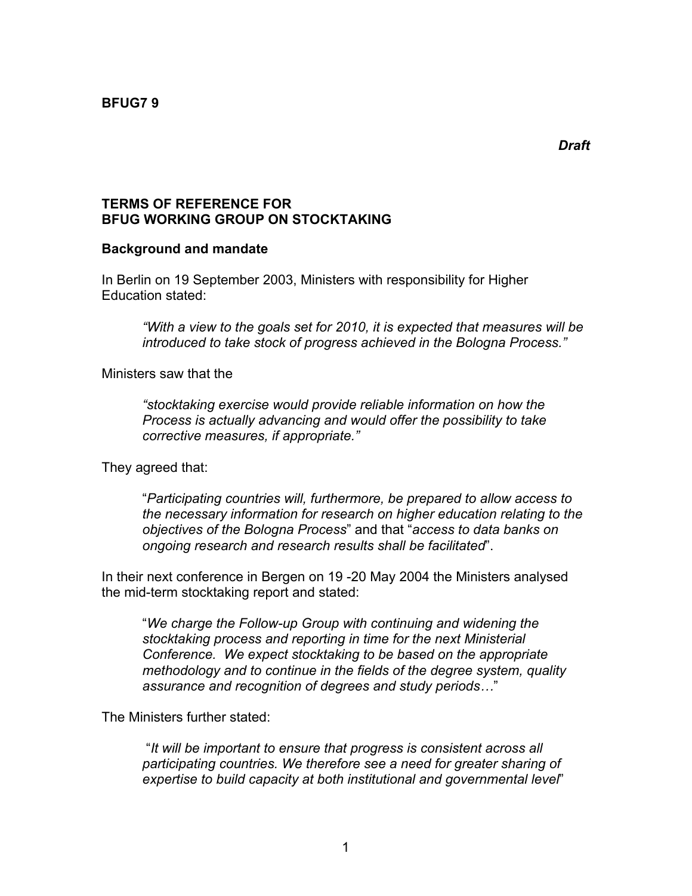**BFUG7 9**

***Draft***

**TERMS OF REFERENCE FOR**
**BFUG WORKING GROUP ON STOCKTAKING**

**Background and mandate**

In Berlin on 19 September 2003, Ministers with responsibility for Higher Education stated:

> *“With a view to the goals set for 2010, it is expected that measures will be introduced to take stock of progress achieved in the Bologna Process.”*

Ministers saw that the

> *“stocktaking exercise would provide reliable information on how the Process is actually advancing and would offer the possibility to take corrective measures, if appropriate.”*

They agreed that:

> “*Participating countries will, furthermore, be prepared to allow access to the necessary information for research on higher education relating to the objectives of the Bologna Process*” and that “*access to data banks on ongoing research and research results shall be facilitated*”.

In their next conference in Bergen on 19 -20 May 2004 the Ministers analysed the mid-term stocktaking report and stated:

> “*We charge the Follow-up Group with continuing and widening the stocktaking process and reporting in time for the next Ministerial Conference. We expect stocktaking to be based on the appropriate methodology and to continue in the fields of the degree system, quality assurance and recognition of degrees and study periods…*”

The Ministers further stated:

> “*It will be important to ensure that progress is consistent across all participating countries. We therefore see a need for greater sharing of expertise to build capacity at both institutional and governmental level*”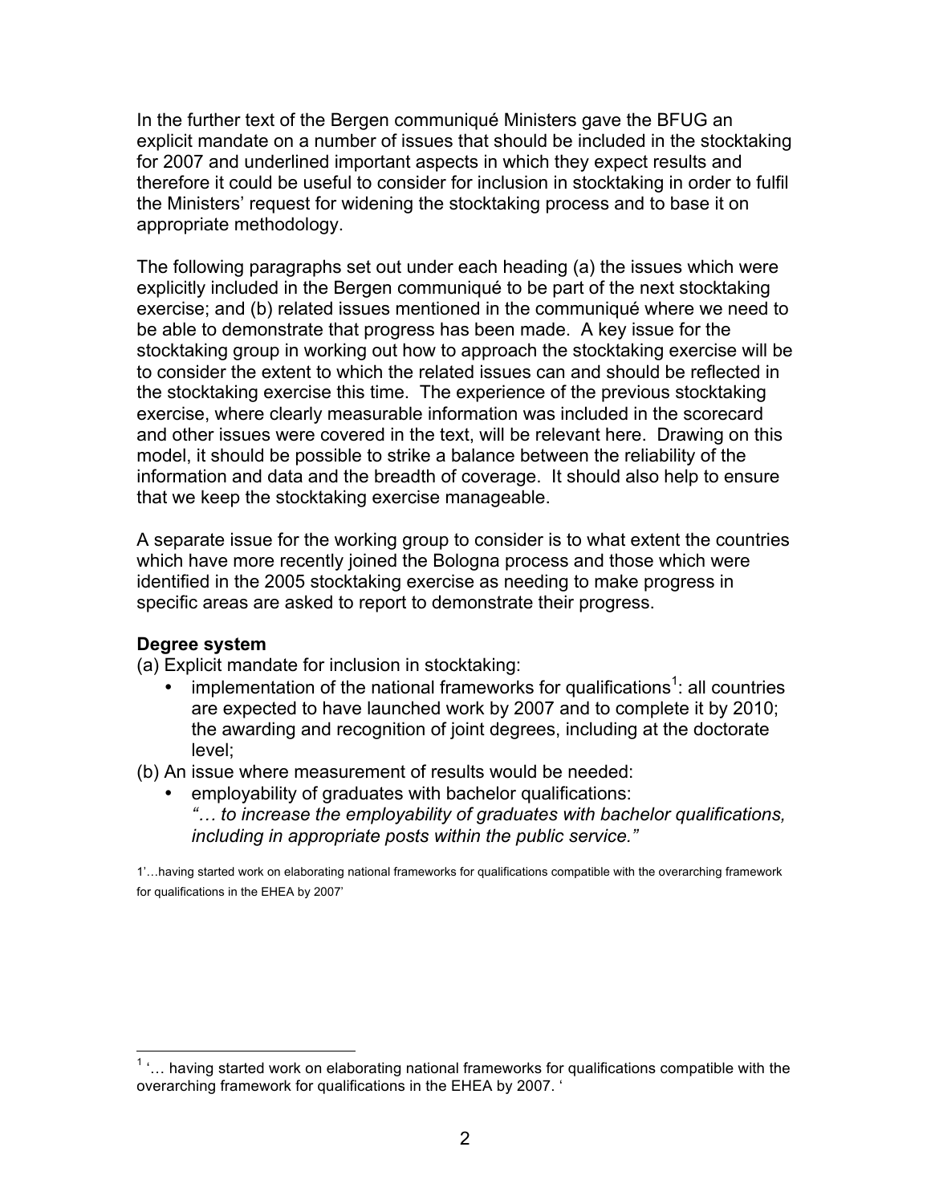In the further text of the Bergen communiqué Ministers gave the BFUG an explicit mandate on a number of issues that should be included in the stocktaking for 2007 and underlined important aspects in which they expect results and therefore it could be useful to consider for inclusion in stocktaking in order to fulfil the Ministers' request for widening the stocktaking process and to base it on appropriate methodology.

The following paragraphs set out under each heading (a) the issues which were explicitly included in the Bergen communiqué to be part of the next stocktaking exercise; and (b) related issues mentioned in the communiqué where we need to be able to demonstrate that progress has been made. A key issue for the stocktaking group in working out how to approach the stocktaking exercise will be to consider the extent to which the related issues can and should be reflected in the stocktaking exercise this time. The experience of the previous stocktaking exercise, where clearly measurable information was included in the scorecard and other issues were covered in the text, will be relevant here. Drawing on this model, it should be possible to strike a balance between the reliability of the information and data and the breadth of coverage. It should also help to ensure that we keep the stocktaking exercise manageable.

A separate issue for the working group to consider is to what extent the countries which have more recently joined the Bologna process and those which were identified in the 2005 stocktaking exercise as needing to make progress in specific areas are asked to report to demonstrate their progress.

**Degree system**

(a) Explicit mandate for inclusion in stocktaking:

- implementation of the national frameworks for qualifications[1]: all countries are expected to have launched work by 2007 and to complete it by 2010; the awarding and recognition of joint degrees, including at the doctorate level;

(b) An issue where measurement of results would be needed:

- employability of graduates with bachelor qualifications: *"… to increase the employability of graduates with bachelor qualifications, including in appropriate posts within the public service."*

1'…having started work on elaborating national frameworks for qualifications compatible with the overarching framework for qualifications in the EHEA by 2007'

[1] '… having started work on elaborating national frameworks for qualifications compatible with the overarching framework for qualifications in the EHEA by 2007. '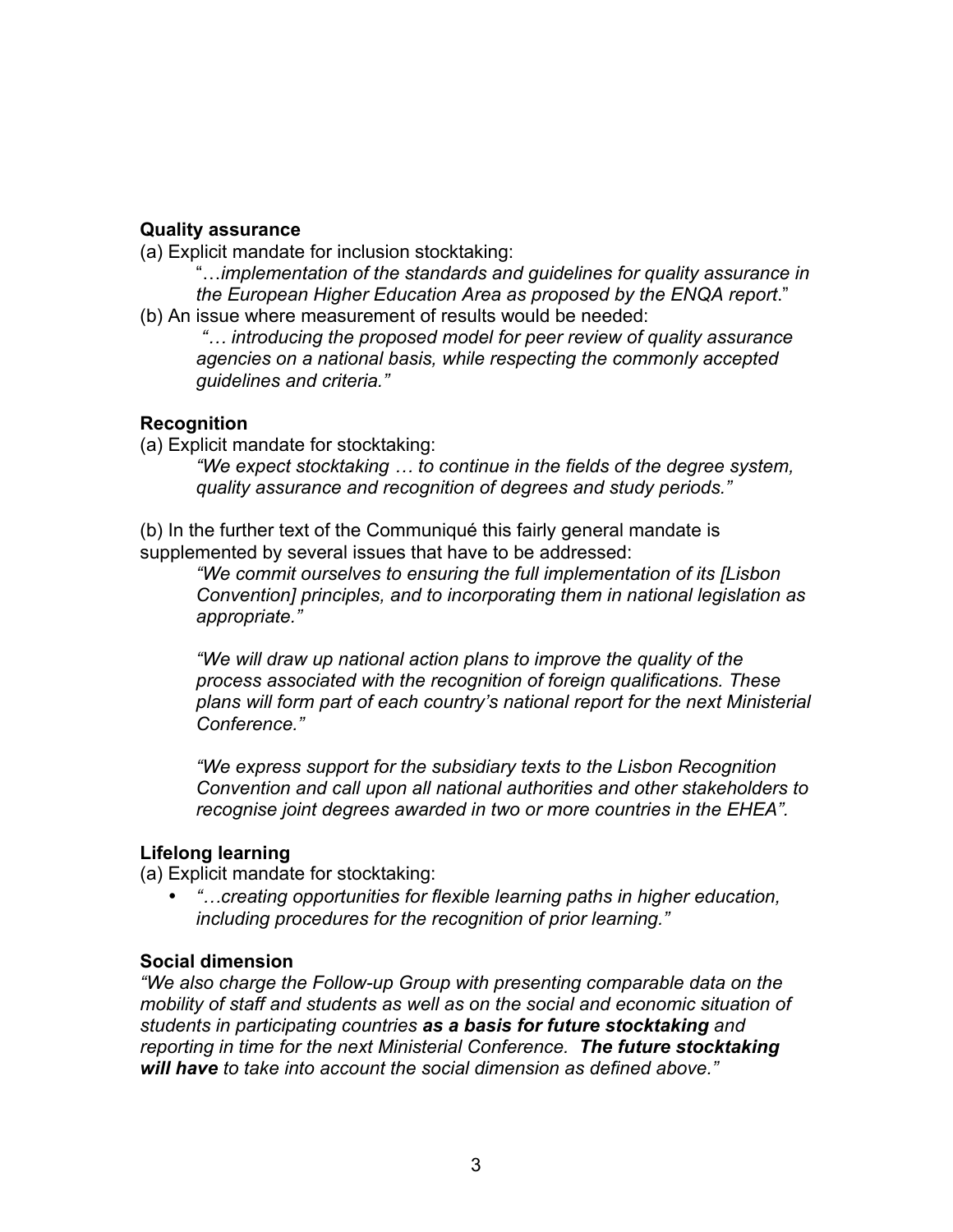**Quality assurance**

(a) Explicit mandate for inclusion stocktaking:

> "…*implementation of the standards and guidelines for quality assurance in the European Higher Education Area as proposed by the ENQA report*."

(b) An issue where measurement of results would be needed:

> *"… introducing the proposed model for peer review of quality assurance agencies on a national basis, while respecting the commonly accepted guidelines and criteria."*

**Recognition**

(a) Explicit mandate for stocktaking:

> *"We expect stocktaking … to continue in the fields of the degree system, quality assurance and recognition of degrees and study periods."*

(b) In the further text of the Communiqué this fairly general mandate is supplemented by several issues that have to be addressed:

> *"We commit ourselves to ensuring the full implementation of its [Lisbon Convention] principles, and to incorporating them in national legislation as appropriate."*
>
> *"We will draw up national action plans to improve the quality of the process associated with the recognition of foreign qualifications. These plans will form part of each country's national report for the next Ministerial Conference."*
>
> *"We express support for the subsidiary texts to the Lisbon Recognition Convention and call upon all national authorities and other stakeholders to recognise joint degrees awarded in two or more countries in the EHEA".*

**Lifelong learning**

(a) Explicit mandate for stocktaking:

- *"…creating opportunities for flexible learning paths in higher education, including procedures for the recognition of prior learning."*

**Social dimension**

*"We also charge the Follow-up Group with presenting comparable data on the mobility of staff and students as well as on the social and economic situation of students in participating countries **as a basis for future stocktaking** and reporting in time for the next Ministerial Conference. **The future stocktaking will have** to take into account the social dimension as defined above."*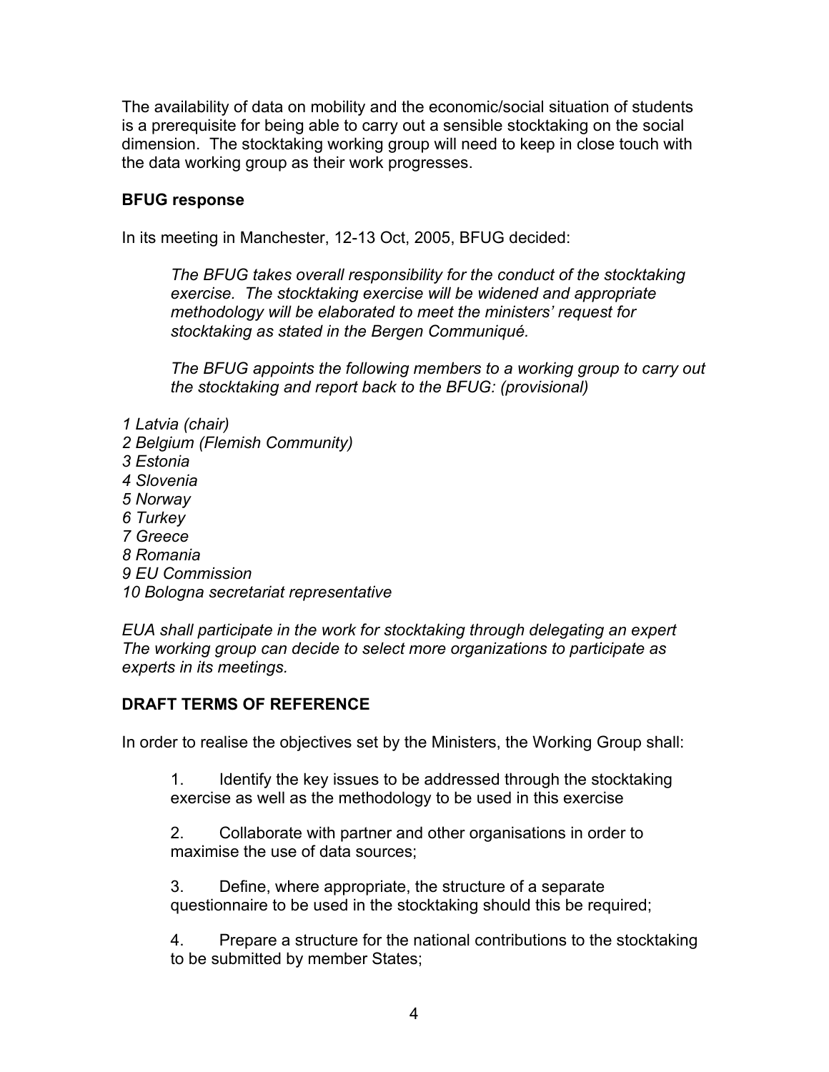The availability of data on mobility and the economic/social situation of students is a prerequisite for being able to carry out a sensible stocktaking on the social dimension. The stocktaking working group will need to keep in close touch with the data working group as their work progresses.

**BFUG response**

In its meeting in Manchester, 12-13 Oct, 2005, BFUG decided:

> *The BFUG takes overall responsibility for the conduct of the stocktaking exercise. The stocktaking exercise will be widened and appropriate methodology will be elaborated to meet the ministers' request for stocktaking as stated in the Bergen Communiqué.*
>
> *The BFUG appoints the following members to a working group to carry out the stocktaking and report back to the BFUG: (provisional)*

*1 Latvia (chair)*
*2 Belgium (Flemish Community)*
*3 Estonia*
*4 Slovenia*
*5 Norway*
*6 Turkey*
*7 Greece*
*8 Romania*
*9 EU Commission*
*10 Bologna secretariat representative*

*EUA shall participate in the work for stocktaking through delegating an expert*
*The working group can decide to select more organizations to participate as experts in its meetings.*

**DRAFT TERMS OF REFERENCE**

In order to realise the objectives set by the Ministers, the Working Group shall:

1. Identify the key issues to be addressed through the stocktaking exercise as well as the methodology to be used in this exercise

2. Collaborate with partner and other organisations in order to maximise the use of data sources;

3. Define, where appropriate, the structure of a separate questionnaire to be used in the stocktaking should this be required;

4. Prepare a structure for the national contributions to the stocktaking to be submitted by member States;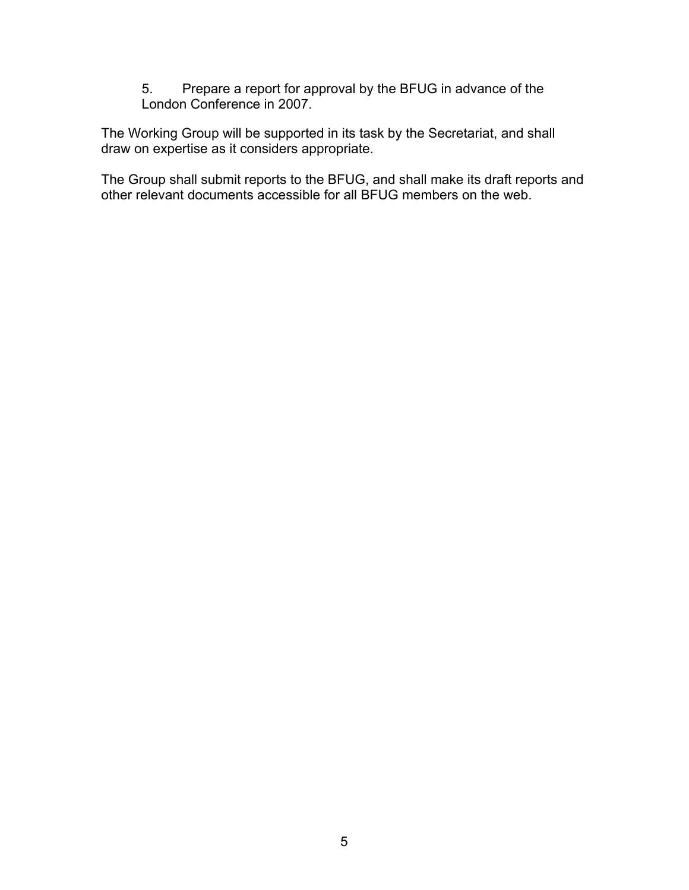5. Prepare a report for approval by the BFUG in advance of the London Conference in 2007.

The Working Group will be supported in its task by the Secretariat, and shall draw on expertise as it considers appropriate.

The Group shall submit reports to the BFUG, and shall make its draft reports and other relevant documents accessible for all BFUG members on the web.